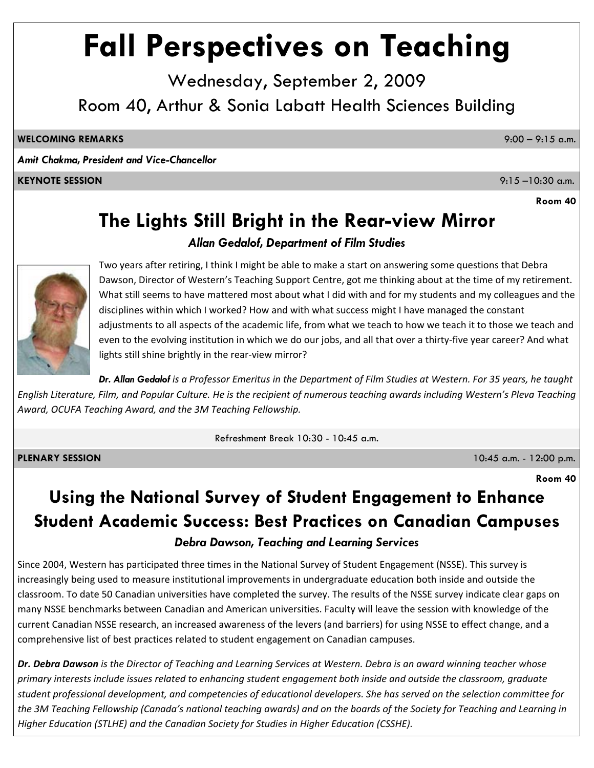# Fall Perspectives on Teaching

Wednesday, September 2, 2009

Room 40, Arthur & Sonia Labatt Health Sciences Building

**WELCOMING REMARKS** 9:00 – 9:15 a.m.

***Amit Chakma, President and Vice-Chancellor***

**KEYNOTE SESSION** 9:15 –10:30 a.m.

**Room 40**

## The Lights Still Bright in the Rear-view Mirror

***Allan Gedalof, Department of Film Studies***

Two years after retiring, I think I might be able to make a start on answering some questions that Debra Dawson, Director of Western's Teaching Support Centre, got me thinking about at the time of my retirement. What still seems to have mattered most about what I did with and for my students and my colleagues and the disciplines within which I worked? How and with what success might I have managed the constant adjustments to all aspects of the academic life, from what we teach to how we teach it to those we teach and even to the evolving institution in which we do our jobs, and all that over a thirty-five year career? And what lights still shine brightly in the rear-view mirror?

***Dr. Allan Gedalof*** *is a Professor Emeritus in the Department of Film Studies at Western. For 35 years, he taught English Literature, Film, and Popular Culture. He is the recipient of numerous teaching awards including Western's Pleva Teaching Award, OCUFA Teaching Award, and the 3M Teaching Fellowship.*

Refreshment Break 10:30 - 10:45 a.m.

**PLENARY SESSION** 10:45 a.m. - 12:00 p.m.

**Room 40**

## Using the National Survey of Student Engagement to Enhance Student Academic Success: Best Practices on Canadian Campuses

***Debra Dawson, Teaching and Learning Services***

Since 2004, Western has participated three times in the National Survey of Student Engagement (NSSE). This survey is increasingly being used to measure institutional improvements in undergraduate education both inside and outside the classroom. To date 50 Canadian universities have completed the survey. The results of the NSSE survey indicate clear gaps on many NSSE benchmarks between Canadian and American universities. Faculty will leave the session with knowledge of the current Canadian NSSE research, an increased awareness of the levers (and barriers) for using NSSE to effect change, and a comprehensive list of best practices related to student engagement on Canadian campuses.

***Dr. Debra Dawson*** *is the Director of Teaching and Learning Services at Western. Debra is an award winning teacher whose primary interests include issues related to enhancing student engagement both inside and outside the classroom, graduate student professional development, and competencies of educational developers. She has served on the selection committee for the 3M Teaching Fellowship (Canada's national teaching awards) and on the boards of the Society for Teaching and Learning in Higher Education (STLHE) and the Canadian Society for Studies in Higher Education (CSSHE).*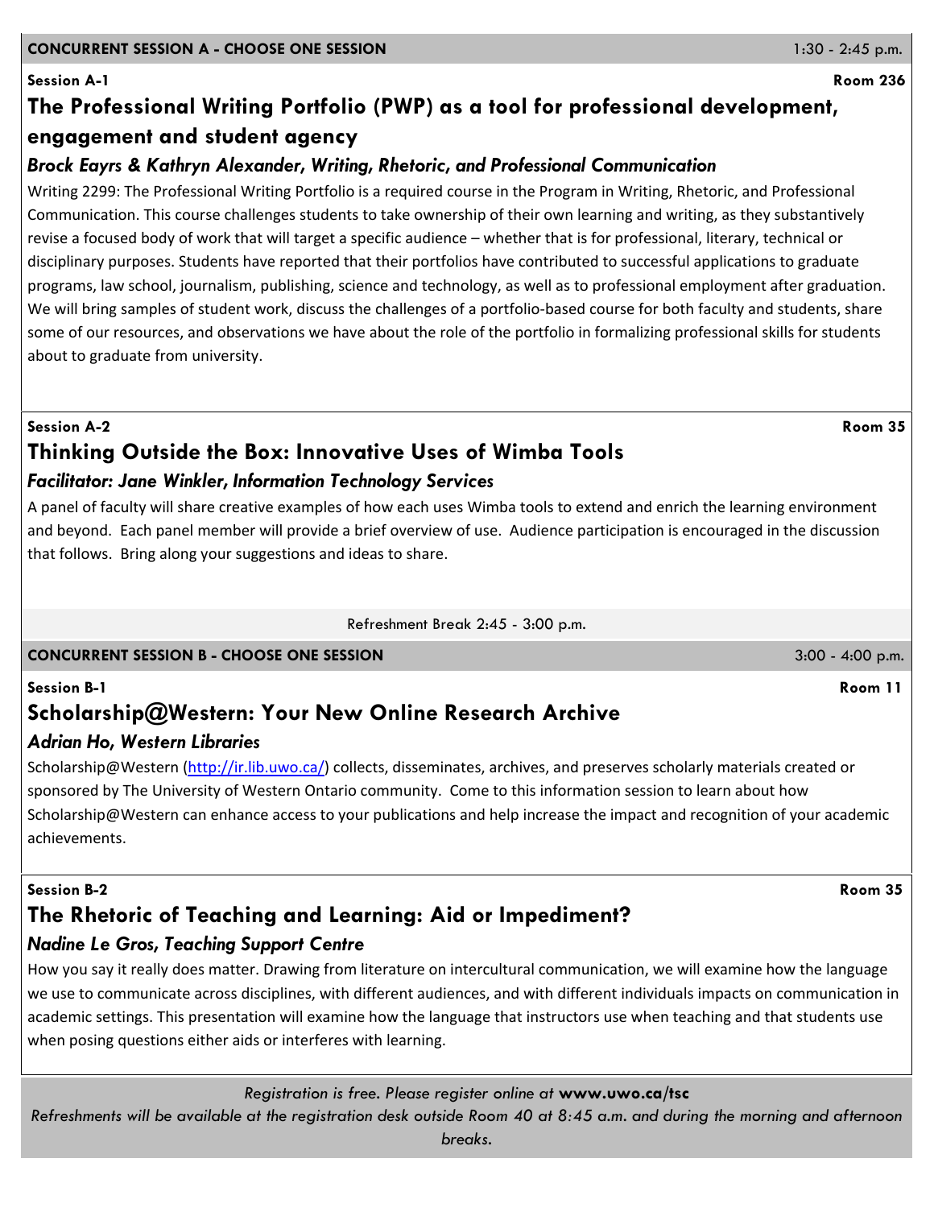**CONCURRENT SESSION A - CHOOSE ONE SESSION** 1:30 - 2:45 p.m.

**Session A-1** **Room 236**

## The Professional Writing Portfolio (PWP) as a tool for professional development, engagement and student agency

***Brock Eayrs & Kathryn Alexander, Writing, Rhetoric, and Professional Communication***

Writing 2299: The Professional Writing Portfolio is a required course in the Program in Writing, Rhetoric, and Professional Communication. This course challenges students to take ownership of their own learning and writing, as they substantively revise a focused body of work that will target a specific audience – whether that is for professional, literary, technical or disciplinary purposes. Students have reported that their portfolios have contributed to successful applications to graduate programs, law school, journalism, publishing, science and technology, as well as to professional employment after graduation. We will bring samples of student work, discuss the challenges of a portfolio-based course for both faculty and students, share some of our resources, and observations we have about the role of the portfolio in formalizing professional skills for students about to graduate from university.

**Session A-2** **Room 35**

## Thinking Outside the Box: Innovative Uses of Wimba Tools

***Facilitator: Jane Winkler, Information Technology Services***

A panel of faculty will share creative examples of how each uses Wimba tools to extend and enrich the learning environment and beyond. Each panel member will provide a brief overview of use. Audience participation is encouraged in the discussion that follows. Bring along your suggestions and ideas to share.

Refreshment Break 2:45 - 3:00 p.m.

**CONCURRENT SESSION B - CHOOSE ONE SESSION** 3:00 - 4:00 p.m.

**Session B-1** **Room 11**

## Scholarship@Western: Your New Online Research Archive

***Adrian Ho, Western Libraries***

Scholarship@Western (http://ir.lib.uwo.ca/) collects, disseminates, archives, and preserves scholarly materials created or sponsored by The University of Western Ontario community. Come to this information session to learn about how Scholarship@Western can enhance access to your publications and help increase the impact and recognition of your academic achievements.

**Session B-2** **Room 35**

## The Rhetoric of Teaching and Learning: Aid or Impediment?

***Nadine Le Gros, Teaching Support Centre***

How you say it really does matter. Drawing from literature on intercultural communication, we will examine how the language we use to communicate across disciplines, with different audiences, and with different individuals impacts on communication in academic settings. This presentation will examine how the language that instructors use when teaching and that students use when posing questions either aids or interferes with learning.

*Registration is free. Please register online at* ***www.uwo.ca/tsc***

*Refreshments will be available at the registration desk outside Room 40 at 8:45 a.m. and during the morning and afternoon breaks.*